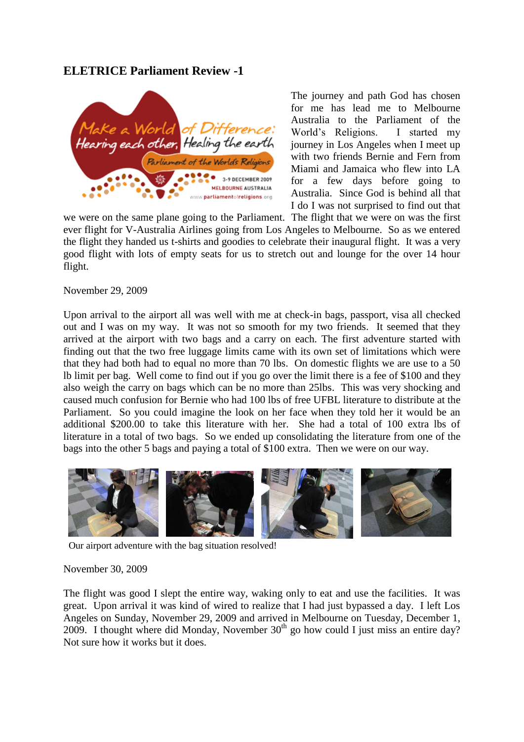## ELETRICE Parliament Review -1

The journey and path God has chosen for me has lead me to Melbourne Australia to the Parliament of the World's Religions. I started my journey in Los Angeles when I meet up with two friends Bernie and Fern from Miami and Jamaica who flew into LA for a few days before going to Australia. Since God is behind all that I do I was not surprised to find out that we were on the same plane going to the Parliament. The flight that we were on was the first ever flight for V-Australia Airlines going from Los Angeles to Melbourne. So as we entered the flight they handed us t-shirts and goodies to celebrate their inaugural flight. It was a very good flight with lots of empty seats for us to stretch out and lounge for the over 14 hour flight.

November 29, 2009

Upon arrival to the airport all was well with me at check-in bags, passport, visa all checked out and I was on my way. It was not so smooth for my two friends. It seemed that they arrived at the airport with two bags and a carry on each. The first adventure started with finding out that the two free luggage limits came with its own set of limitations which were that they had both had to equal no more than 70 lbs. On domestic flights we are use to a 50 lb limit per bag. Well come to find out if you go over the limit there is a fee of $100 and they also weigh the carry on bags which can be no more than 25lbs. This was very shocking and caused much confusion for Bernie who had 100 lbs of free UFBL literature to distribute at the Parliament. So you could imagine the look on her face when they told her it would be an additional $200.00 to take this literature with her. She had a total of 100 extra lbs of literature in a total of two bags. So we ended up consolidating the literature from one of the bags into the other 5 bags and paying a total of $100 extra. Then we were on our way.

Our airport adventure with the bag situation resolved!

November 30, 2009

The flight was good I slept the entire way, waking only to eat and use the facilities. It was great. Upon arrival it was kind of wired to realize that I had just bypassed a day. I left Los Angeles on Sunday, November 29, 2009 and arrived in Melbourne on Tuesday, December 1, 2009. I thought where did Monday, November 30th go how could I just miss an entire day? Not sure how it works but it does.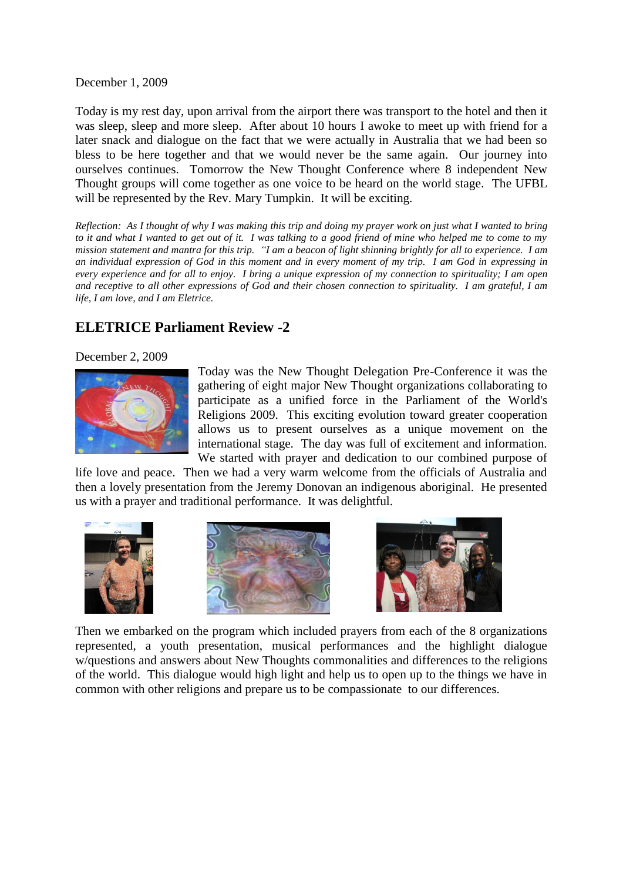December 1, 2009

Today is my rest day, upon arrival from the airport there was transport to the hotel and then it was sleep, sleep and more sleep. After about 10 hours I awoke to meet up with friend for a later snack and dialogue on the fact that we were actually in Australia that we had been so bless to be here together and that we would never be the same again. Our journey into ourselves continues. Tomorrow the New Thought Conference where 8 independent New Thought groups will come together as one voice to be heard on the world stage. The UFBL will be represented by the Rev. Mary Tumpkin. It will be exciting.

*Reflection: As I thought of why I was making this trip and doing my prayer work on just what I wanted to bring to it and what I wanted to get out of it. I was talking to a good friend of mine who helped me to come to my mission statement and mantra for this trip. "I am a beacon of light shinning brightly for all to experience. I am an individual expression of God in this moment and in every moment of my trip. I am God in expressing in every experience and for all to enjoy. I bring a unique expression of my connection to spirituality; I am open and receptive to all other expressions of God and their chosen connection to spirituality. I am grateful, I am life, I am love, and I am Eletrice.*

## ELETRICE Parliament Review -2

December 2, 2009

Today was the New Thought Delegation Pre-Conference it was the gathering of eight major New Thought organizations collaborating to participate as a unified force in the Parliament of the World's Religions 2009. This exciting evolution toward greater cooperation allows us to present ourselves as a unique movement on the international stage. The day was full of excitement and information. We started with prayer and dedication to our combined purpose of life love and peace. Then we had a very warm welcome from the officials of Australia and then a lovely presentation from the Jeremy Donovan an indigenous aboriginal. He presented us with a prayer and traditional performance. It was delightful.

Then we embarked on the program which included prayers from each of the 8 organizations represented, a youth presentation, musical performances and the highlight dialogue w/questions and answers about New Thoughts commonalities and differences to the religions of the world. This dialogue would high light and help us to open up to the things we have in common with other religions and prepare us to be compassionate to our differences.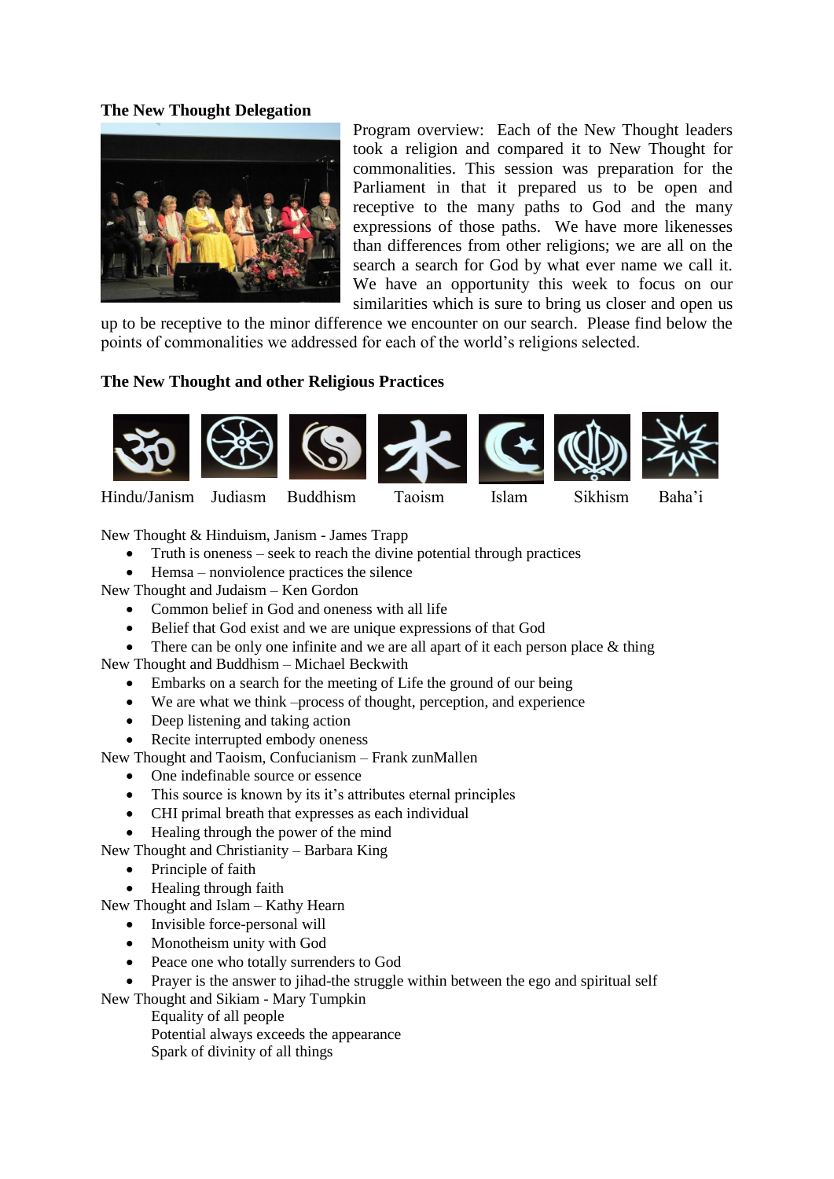**The New Thought Delegation**

Program overview: Each of the New Thought leaders took a religion and compared it to New Thought for commonalities. This session was preparation for the Parliament in that it prepared us to be open and receptive to the many paths to God and the many expressions of those paths. We have more likenesses than differences from other religions; we are all on the search a search for God by what ever name we call it. We have an opportunity this week to focus on our similarities which is sure to bring us closer and open us up to be receptive to the minor difference we encounter on our search. Please find below the points of commonalities we addressed for each of the world's religions selected.

**The New Thought and other Religious Practices**

Hindu/Janism Judiasm Buddhism Taoism Islam Sikhism Baha'i

New Thought & Hinduism, Janism - James Trapp

- Truth is oneness – seek to reach the divine potential through practices
- Hemsa – nonviolence practices the silence

New Thought and Judaism – Ken Gordon

- Common belief in God and oneness with all life
- Belief that God exist and we are unique expressions of that God
- There can be only one infinite and we are all apart of it each person place & thing

New Thought and Buddhism – Michael Beckwith

- Embarks on a search for the meeting of Life the ground of our being
- We are what we think –process of thought, perception, and experience
- Deep listening and taking action
- Recite interrupted embody oneness

New Thought and Taoism, Confucianism – Frank zunMallen

- One indefinable source or essence
- This source is known by its it's attributes eternal principles
- CHI primal breath that expresses as each individual
- Healing through the power of the mind

New Thought and Christianity – Barbara King

- Principle of faith
- Healing through faith

New Thought and Islam – Kathy Hearn

- Invisible force-personal will
- Monotheism unity with God
- Peace one who totally surrenders to God
- Prayer is the answer to jihad-the struggle within between the ego and spiritual self

New Thought and Sikiam - Mary Tumpkin

Equality of all people
Potential always exceeds the appearance
Spark of divinity of all things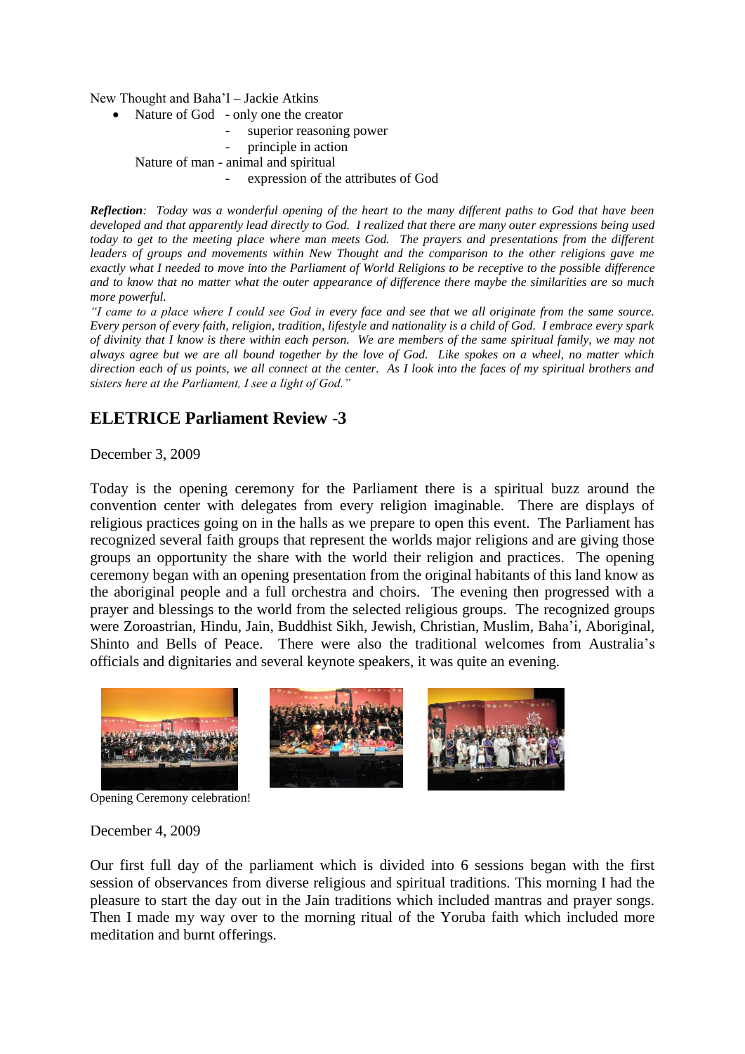New Thought and Baha'I – Jackie Atkins

- Nature of God - only one the creator
  - superior reasoning power
  - principle in action

  Nature of man - animal and spiritual
  - expression of the attributes of God

***Reflection**: Today was a wonderful opening of the heart to the many different paths to God that have been developed and that apparently lead directly to God. I realized that there are many outer expressions being used today to get to the meeting place where man meets God. The prayers and presentations from the different leaders of groups and movements within New Thought and the comparison to the other religions gave me exactly what I needed to move into the Parliament of World Religions to be receptive to the possible difference and to know that no matter what the outer appearance of difference there maybe the similarities are so much more powerful.*

*"I came to a place where I could see God in every face and see that we all originate from the same source. Every person of every faith, religion, tradition, lifestyle and nationality is a child of God. I embrace every spark of divinity that I know is there within each person. We are members of the same spiritual family, we may not always agree but we are all bound together by the love of God. Like spokes on a wheel, no matter which direction each of us points, we all connect at the center. As I look into the faces of my spiritual brothers and sisters here at the Parliament, I see a light of God."*

## ELETRICE Parliament Review -3

December 3, 2009

Today is the opening ceremony for the Parliament there is a spiritual buzz around the convention center with delegates from every religion imaginable. There are displays of religious practices going on in the halls as we prepare to open this event. The Parliament has recognized several faith groups that represent the worlds major religions and are giving those groups an opportunity the share with the world their religion and practices. The opening ceremony began with an opening presentation from the original habitants of this land know as the aboriginal people and a full orchestra and choirs. The evening then progressed with a prayer and blessings to the world from the selected religious groups. The recognized groups were Zoroastrian, Hindu, Jain, Buddhist Sikh, Jewish, Christian, Muslim, Baha'i, Aboriginal, Shinto and Bells of Peace. There were also the traditional welcomes from Australia's officials and dignitaries and several keynote speakers, it was quite an evening.

Opening Ceremony celebration!

December 4, 2009

Our first full day of the parliament which is divided into 6 sessions began with the first session of observances from diverse religious and spiritual traditions. This morning I had the pleasure to start the day out in the Jain traditions which included mantras and prayer songs. Then I made my way over to the morning ritual of the Yoruba faith which included more meditation and burnt offerings.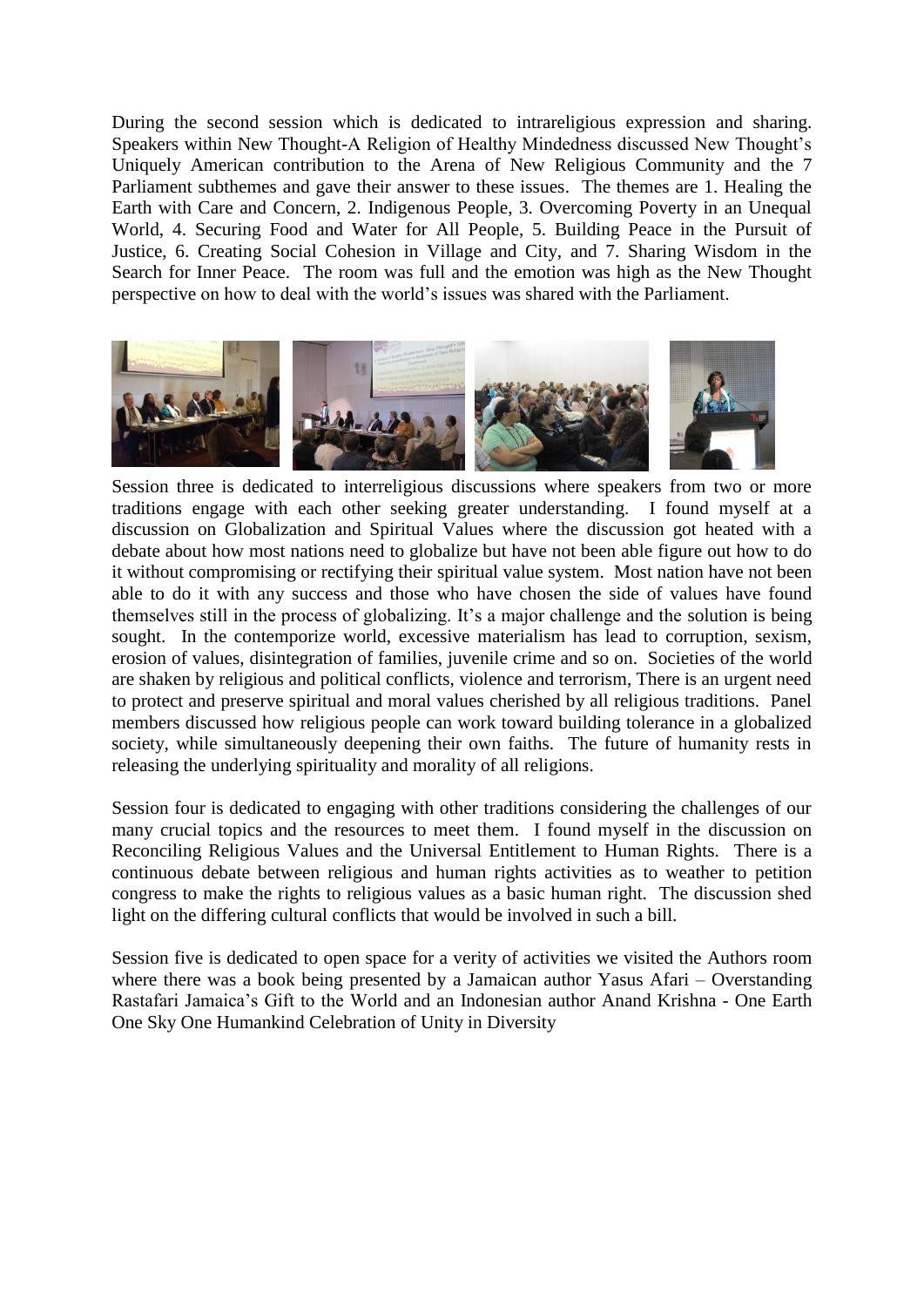During the second session which is dedicated to intrareligious expression and sharing. Speakers within New Thought-A Religion of Healthy Mindedness discussed New Thought's Uniquely American contribution to the Arena of New Religious Community and the 7 Parliament subthemes and gave their answer to these issues. The themes are 1. Healing the Earth with Care and Concern, 2. Indigenous People, 3. Overcoming Poverty in an Unequal World, 4. Securing Food and Water for All People, 5. Building Peace in the Pursuit of Justice, 6. Creating Social Cohesion in Village and City, and 7. Sharing Wisdom in the Search for Inner Peace. The room was full and the emotion was high as the New Thought perspective on how to deal with the world's issues was shared with the Parliament.

Session three is dedicated to interreligious discussions where speakers from two or more traditions engage with each other seeking greater understanding. I found myself at a discussion on Globalization and Spiritual Values where the discussion got heated with a debate about how most nations need to globalize but have not been able figure out how to do it without compromising or rectifying their spiritual value system. Most nation have not been able to do it with any success and those who have chosen the side of values have found themselves still in the process of globalizing. It's a major challenge and the solution is being sought. In the contemporize world, excessive materialism has lead to corruption, sexism, erosion of values, disintegration of families, juvenile crime and so on. Societies of the world are shaken by religious and political conflicts, violence and terrorism, There is an urgent need to protect and preserve spiritual and moral values cherished by all religious traditions. Panel members discussed how religious people can work toward building tolerance in a globalized society, while simultaneously deepening their own faiths. The future of humanity rests in releasing the underlying spirituality and morality of all religions.

Session four is dedicated to engaging with other traditions considering the challenges of our many crucial topics and the resources to meet them. I found myself in the discussion on Reconciling Religious Values and the Universal Entitlement to Human Rights. There is a continuous debate between religious and human rights activities as to weather to petition congress to make the rights to religious values as a basic human right. The discussion shed light on the differing cultural conflicts that would be involved in such a bill.

Session five is dedicated to open space for a verity of activities we visited the Authors room where there was a book being presented by a Jamaican author Yasus Afari – Overstanding Rastafari Jamaica's Gift to the World and an Indonesian author Anand Krishna - One Earth One Sky One Humankind Celebration of Unity in Diversity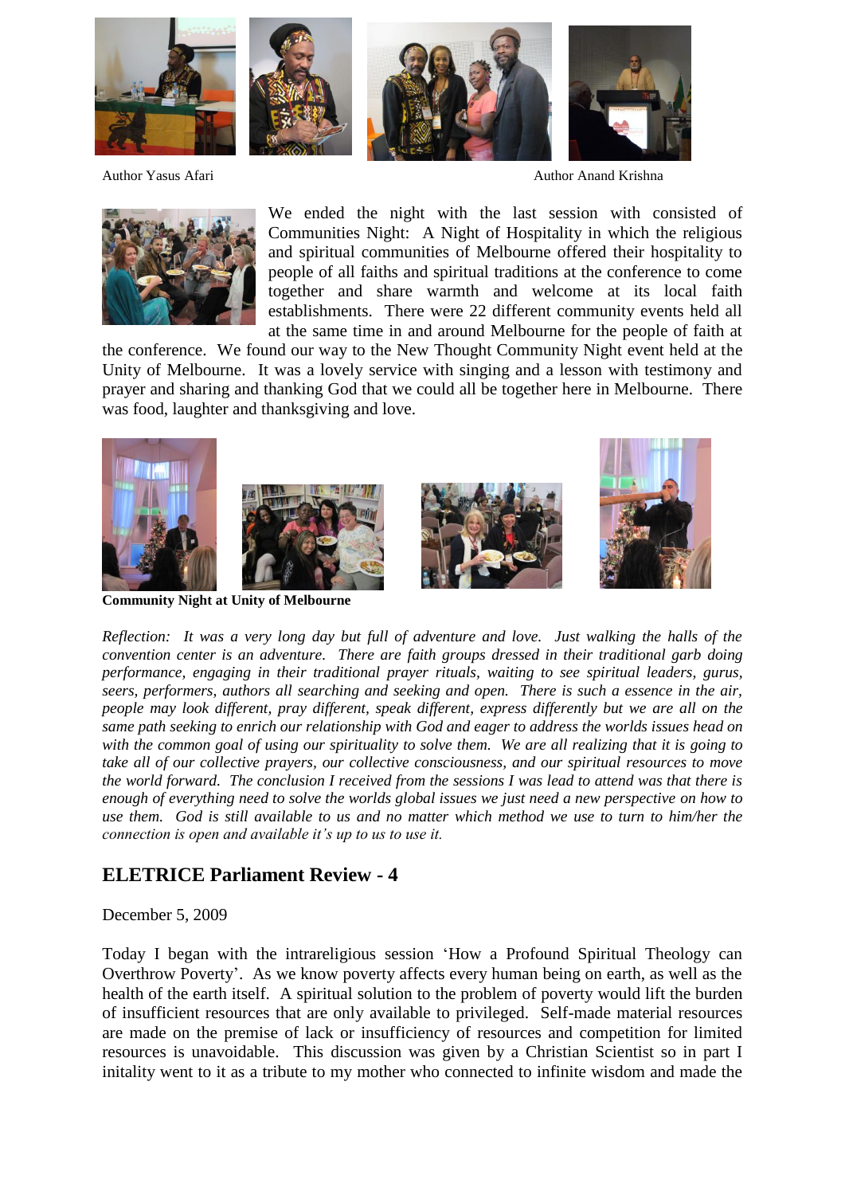Author Yasus Afari Author Anand Krishna

We ended the night with the last session with consisted of Communities Night: A Night of Hospitality in which the religious and spiritual communities of Melbourne offered their hospitality to people of all faiths and spiritual traditions at the conference to come together and share warmth and welcome at its local faith establishments. There were 22 different community events held all at the same time in and around Melbourne for the people of faith at the conference. We found our way to the New Thought Community Night event held at the Unity of Melbourne. It was a lovely service with singing and a lesson with testimony and prayer and sharing and thanking God that we could all be together here in Melbourne. There was food, laughter and thanksgiving and love.

**Community Night at Unity of Melbourne**

*Reflection: It was a very long day but full of adventure and love. Just walking the halls of the convention center is an adventure. There are faith groups dressed in their traditional garb doing performance, engaging in their traditional prayer rituals, waiting to see spiritual leaders, gurus, seers, performers, authors all searching and seeking and open. There is such a essence in the air, people may look different, pray different, speak different, express differently but we are all on the same path seeking to enrich our relationship with God and eager to address the worlds issues head on with the common goal of using our spirituality to solve them. We are all realizing that it is going to take all of our collective prayers, our collective consciousness, and our spiritual resources to move the world forward. The conclusion I received from the sessions I was lead to attend was that there is enough of everything need to solve the worlds global issues we just need a new perspective on how to use them. God is still available to us and no matter which method we use to turn to him/her the connection is open and available it's up to us to use it.*

## ELETRICE Parliament Review - 4

December 5, 2009

Today I began with the intrareligious session 'How a Profound Spiritual Theology can Overthrow Poverty'. As we know poverty affects every human being on earth, as well as the health of the earth itself. A spiritual solution to the problem of poverty would lift the burden of insufficient resources that are only available to privileged. Self-made material resources are made on the premise of lack or insufficiency of resources and competition for limited resources is unavoidable. This discussion was given by a Christian Scientist so in part I initality went to it as a tribute to my mother who connected to infinite wisdom and made the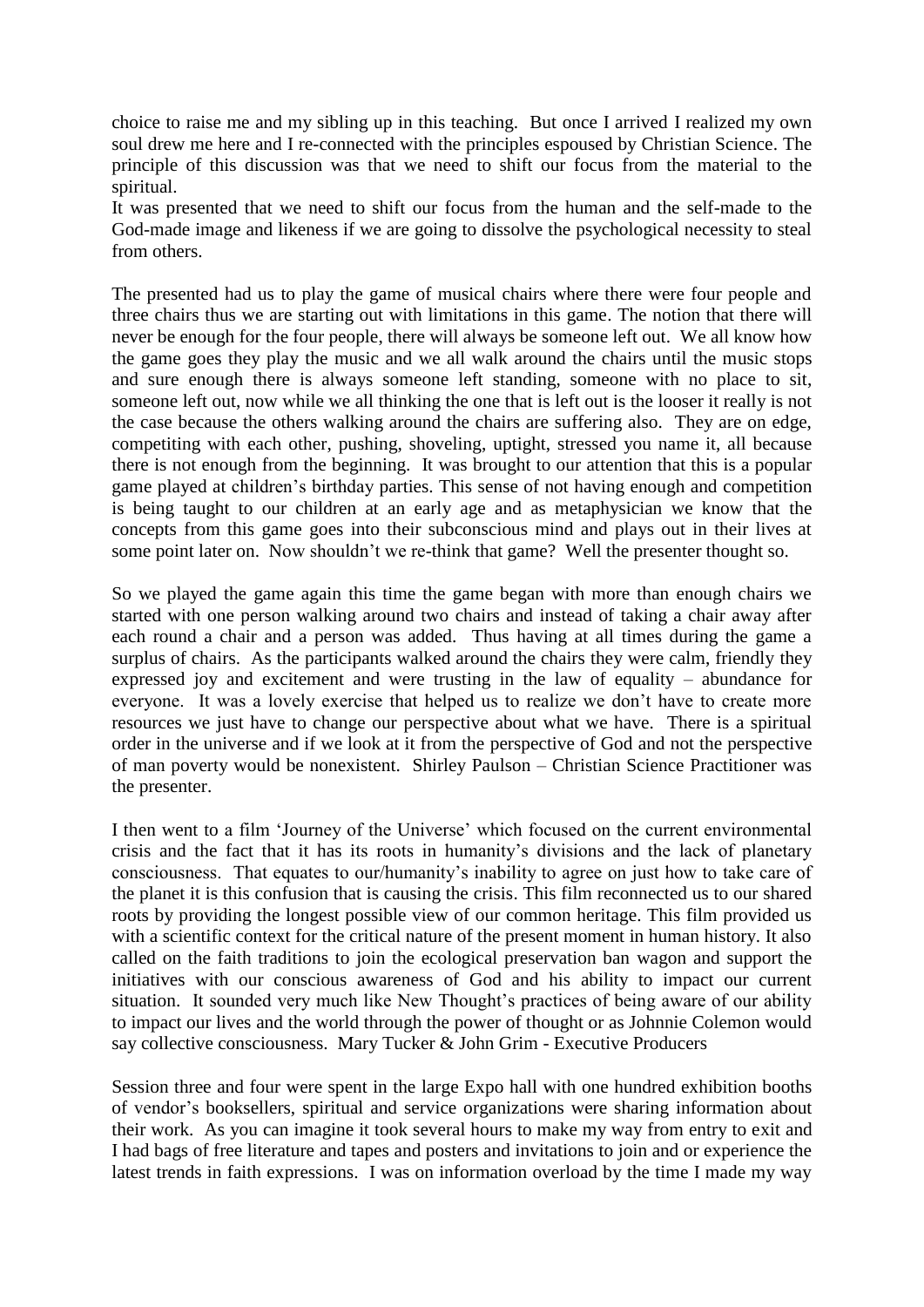choice to raise me and my sibling up in this teaching. But once I arrived I realized my own soul drew me here and I re-connected with the principles espoused by Christian Science. The principle of this discussion was that we need to shift our focus from the material to the spiritual.

It was presented that we need to shift our focus from the human and the self-made to the God-made image and likeness if we are going to dissolve the psychological necessity to steal from others.

The presented had us to play the game of musical chairs where there were four people and three chairs thus we are starting out with limitations in this game. The notion that there will never be enough for the four people, there will always be someone left out. We all know how the game goes they play the music and we all walk around the chairs until the music stops and sure enough there is always someone left standing, someone with no place to sit, someone left out, now while we all thinking the one that is left out is the looser it really is not the case because the others walking around the chairs are suffering also. They are on edge, competiting with each other, pushing, shoveling, uptight, stressed you name it, all because there is not enough from the beginning. It was brought to our attention that this is a popular game played at children's birthday parties. This sense of not having enough and competition is being taught to our children at an early age and as metaphysician we know that the concepts from this game goes into their subconscious mind and plays out in their lives at some point later on. Now shouldn't we re-think that game? Well the presenter thought so.

So we played the game again this time the game began with more than enough chairs we started with one person walking around two chairs and instead of taking a chair away after each round a chair and a person was added. Thus having at all times during the game a surplus of chairs. As the participants walked around the chairs they were calm, friendly they expressed joy and excitement and were trusting in the law of equality – abundance for everyone. It was a lovely exercise that helped us to realize we don't have to create more resources we just have to change our perspective about what we have. There is a spiritual order in the universe and if we look at it from the perspective of God and not the perspective of man poverty would be nonexistent. Shirley Paulson – Christian Science Practitioner was the presenter.

I then went to a film 'Journey of the Universe' which focused on the current environmental crisis and the fact that it has its roots in humanity's divisions and the lack of planetary consciousness. That equates to our/humanity's inability to agree on just how to take care of the planet it is this confusion that is causing the crisis. This film reconnected us to our shared roots by providing the longest possible view of our common heritage. This film provided us with a scientific context for the critical nature of the present moment in human history. It also called on the faith traditions to join the ecological preservation ban wagon and support the initiatives with our conscious awareness of God and his ability to impact our current situation. It sounded very much like New Thought's practices of being aware of our ability to impact our lives and the world through the power of thought or as Johnnie Colemon would say collective consciousness. Mary Tucker & John Grim - Executive Producers

Session three and four were spent in the large Expo hall with one hundred exhibition booths of vendor's booksellers, spiritual and service organizations were sharing information about their work. As you can imagine it took several hours to make my way from entry to exit and I had bags of free literature and tapes and posters and invitations to join and or experience the latest trends in faith expressions. I was on information overload by the time I made my way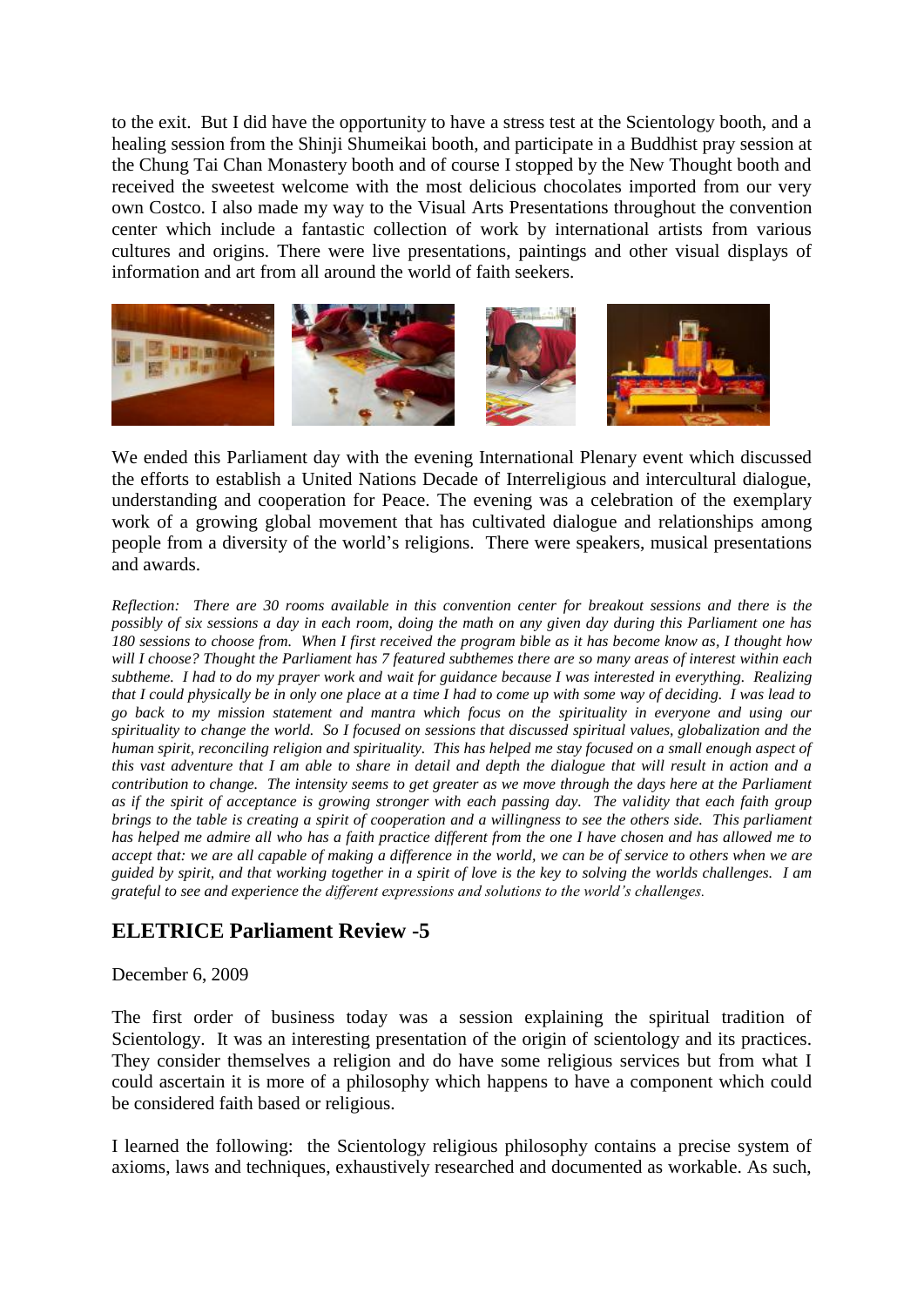to the exit. But I did have the opportunity to have a stress test at the Scientology booth, and a healing session from the Shinji Shumeikai booth, and participate in a Buddhist pray session at the Chung Tai Chan Monastery booth and of course I stopped by the New Thought booth and received the sweetest welcome with the most delicious chocolates imported from our very own Costco. I also made my way to the Visual Arts Presentations throughout the convention center which include a fantastic collection of work by international artists from various cultures and origins. There were live presentations, paintings and other visual displays of information and art from all around the world of faith seekers.

We ended this Parliament day with the evening International Plenary event which discussed the efforts to establish a United Nations Decade of Interreligious and intercultural dialogue, understanding and cooperation for Peace. The evening was a celebration of the exemplary work of a growing global movement that has cultivated dialogue and relationships among people from a diversity of the world's religions. There were speakers, musical presentations and awards.

*Reflection: There are 30 rooms available in this convention center for breakout sessions and there is the possibly of six sessions a day in each room, doing the math on any given day during this Parliament one has 180 sessions to choose from. When I first received the program bible as it has become know as, I thought how will I choose? Thought the Parliament has 7 featured subthemes there are so many areas of interest within each subtheme. I had to do my prayer work and wait for guidance because I was interested in everything. Realizing that I could physically be in only one place at a time I had to come up with some way of deciding. I was lead to go back to my mission statement and mantra which focus on the spirituality in everyone and using our spirituality to change the world. So I focused on sessions that discussed spiritual values, globalization and the human spirit, reconciling religion and spirituality. This has helped me stay focused on a small enough aspect of this vast adventure that I am able to share in detail and depth the dialogue that will result in action and a contribution to change. The intensity seems to get greater as we move through the days here at the Parliament as if the spirit of acceptance is growing stronger with each passing day. The validity that each faith group brings to the table is creating a spirit of cooperation and a willingness to see the others side. This parliament has helped me admire all who has a faith practice different from the one I have chosen and has allowed me to accept that: we are all capable of making a difference in the world, we can be of service to others when we are guided by spirit, and that working together in a spirit of love is the key to solving the worlds challenges. I am grateful to see and experience the different expressions and solutions to the world's challenges.*

## ELETRICE Parliament Review -5

December 6, 2009

The first order of business today was a session explaining the spiritual tradition of Scientology. It was an interesting presentation of the origin of scientology and its practices. They consider themselves a religion and do have some religious services but from what I could ascertain it is more of a philosophy which happens to have a component which could be considered faith based or religious.

I learned the following: the Scientology religious philosophy contains a precise system of axioms, laws and techniques, exhaustively researched and documented as workable. As such,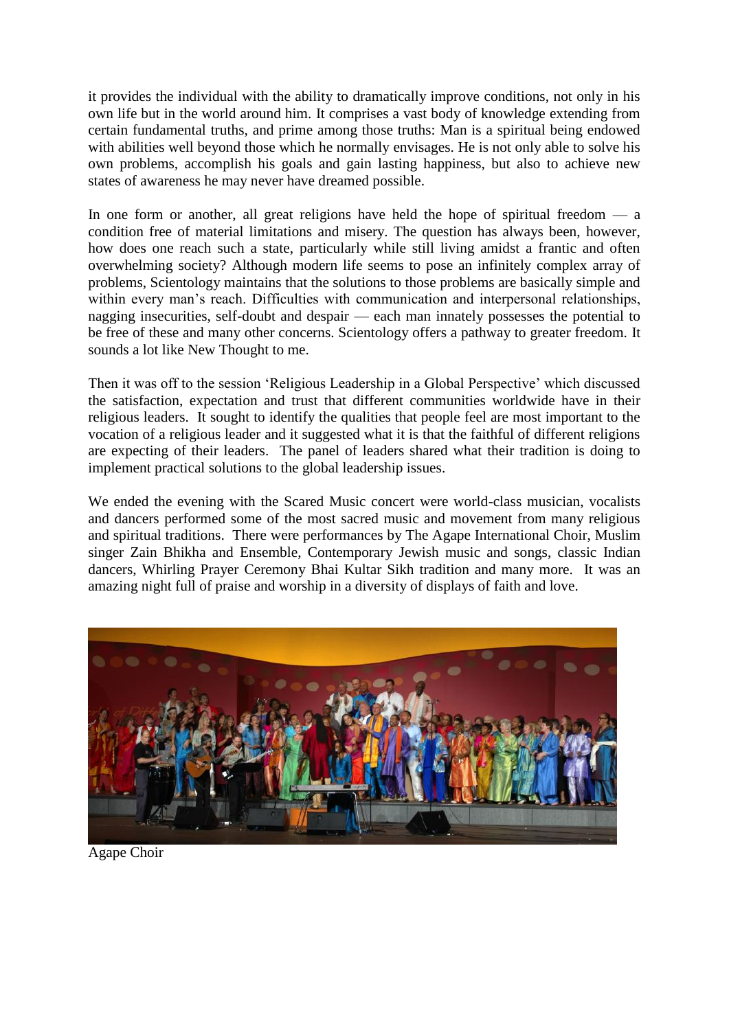it provides the individual with the ability to dramatically improve conditions, not only in his own life but in the world around him. It comprises a vast body of knowledge extending from certain fundamental truths, and prime among those truths: Man is a spiritual being endowed with abilities well beyond those which he normally envisages. He is not only able to solve his own problems, accomplish his goals and gain lasting happiness, but also to achieve new states of awareness he may never have dreamed possible.

In one form or another, all great religions have held the hope of spiritual freedom — a condition free of material limitations and misery. The question has always been, however, how does one reach such a state, particularly while still living amidst a frantic and often overwhelming society? Although modern life seems to pose an infinitely complex array of problems, Scientology maintains that the solutions to those problems are basically simple and within every man's reach. Difficulties with communication and interpersonal relationships, nagging insecurities, self-doubt and despair — each man innately possesses the potential to be free of these and many other concerns. Scientology offers a pathway to greater freedom. It sounds a lot like New Thought to me.

Then it was off to the session 'Religious Leadership in a Global Perspective' which discussed the satisfaction, expectation and trust that different communities worldwide have in their religious leaders. It sought to identify the qualities that people feel are most important to the vocation of a religious leader and it suggested what it is that the faithful of different religions are expecting of their leaders. The panel of leaders shared what their tradition is doing to implement practical solutions to the global leadership issues.

We ended the evening with the Scared Music concert were world-class musician, vocalists and dancers performed some of the most sacred music and movement from many religious and spiritual traditions. There were performances by The Agape International Choir, Muslim singer Zain Bhikha and Ensemble, Contemporary Jewish music and songs, classic Indian dancers, Whirling Prayer Ceremony Bhai Kultar Sikh tradition and many more. It was an amazing night full of praise and worship in a diversity of displays of faith and love.

Agape Choir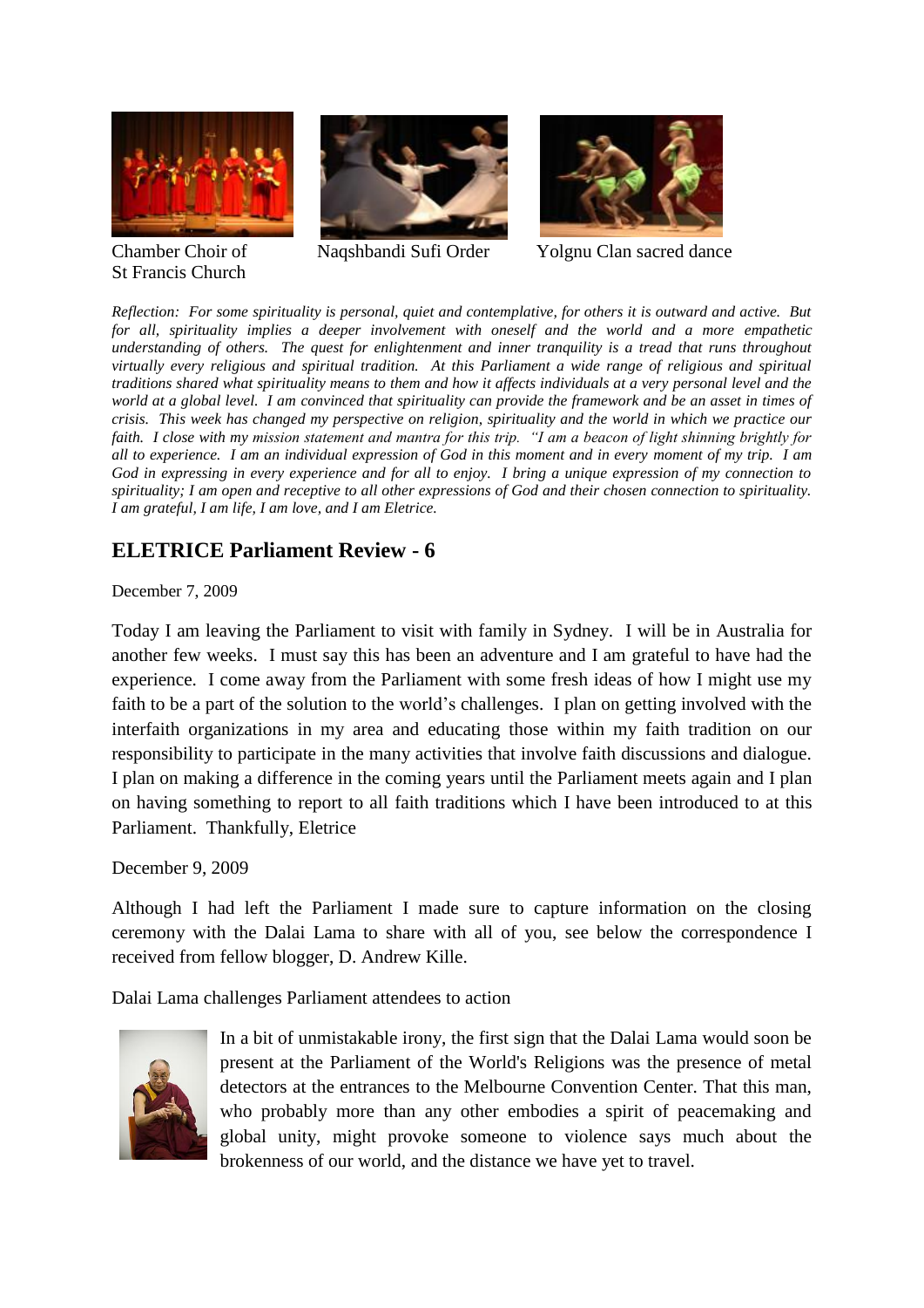Chamber Choir of St Francis Church

Naqshbandi Sufi Order

Yolgnu Clan sacred dance

*Reflection: For some spirituality is personal, quiet and contemplative, for others it is outward and active. But for all, spirituality implies a deeper involvement with oneself and the world and a more empathetic understanding of others. The quest for enlightenment and inner tranquility is a tread that runs throughout virtually every religious and spiritual tradition. At this Parliament a wide range of religious and spiritual traditions shared what spirituality means to them and how it affects individuals at a very personal level and the world at a global level. I am convinced that spirituality can provide the framework and be an asset in times of crisis. This week has changed my perspective on religion, spirituality and the world in which we practice our faith. I close with my mission statement and mantra for this trip. "I am a beacon of light shinning brightly for all to experience. I am an individual expression of God in this moment and in every moment of my trip. I am God in expressing in every experience and for all to enjoy. I bring a unique expression of my connection to spirituality; I am open and receptive to all other expressions of God and their chosen connection to spirituality. I am grateful, I am life, I am love, and I am Eletrice.*

## ELETRICE Parliament Review - 6

December 7, 2009

Today I am leaving the Parliament to visit with family in Sydney. I will be in Australia for another few weeks. I must say this has been an adventure and I am grateful to have had the experience. I come away from the Parliament with some fresh ideas of how I might use my faith to be a part of the solution to the world's challenges. I plan on getting involved with the interfaith organizations in my area and educating those within my faith tradition on our responsibility to participate in the many activities that involve faith discussions and dialogue. I plan on making a difference in the coming years until the Parliament meets again and I plan on having something to report to all faith traditions which I have been introduced to at this Parliament. Thankfully, Eletrice

December 9, 2009

Although I had left the Parliament I made sure to capture information on the closing ceremony with the Dalai Lama to share with all of you, see below the correspondence I received from fellow blogger, D. Andrew Kille.

Dalai Lama challenges Parliament attendees to action

In a bit of unmistakable irony, the first sign that the Dalai Lama would soon be present at the Parliament of the World's Religions was the presence of metal detectors at the entrances to the Melbourne Convention Center. That this man, who probably more than any other embodies a spirit of peacemaking and global unity, might provoke someone to violence says much about the brokenness of our world, and the distance we have yet to travel.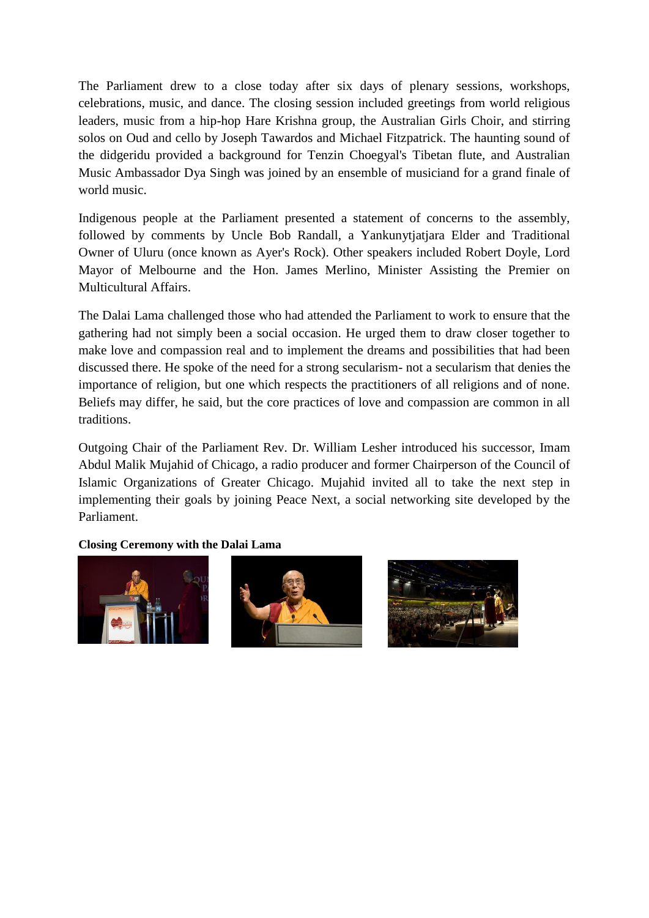The Parliament drew to a close today after six days of plenary sessions, workshops, celebrations, music, and dance. The closing session included greetings from world religious leaders, music from a hip-hop Hare Krishna group, the Australian Girls Choir, and stirring solos on Oud and cello by Joseph Tawardos and Michael Fitzpatrick. The haunting sound of the didgeridu provided a background for Tenzin Choegyal's Tibetan flute, and Australian Music Ambassador Dya Singh was joined by an ensemble of musiciand for a grand finale of world music.

Indigenous people at the Parliament presented a statement of concerns to the assembly, followed by comments by Uncle Bob Randall, a Yankunytjatjara Elder and Traditional Owner of Uluru (once known as Ayer's Rock). Other speakers included Robert Doyle, Lord Mayor of Melbourne and the Hon. James Merlino, Minister Assisting the Premier on Multicultural Affairs.

The Dalai Lama challenged those who had attended the Parliament to work to ensure that the gathering had not simply been a social occasion. He urged them to draw closer together to make love and compassion real and to implement the dreams and possibilities that had been discussed there. He spoke of the need for a strong secularism- not a secularism that denies the importance of religion, but one which respects the practitioners of all religions and of none. Beliefs may differ, he said, but the core practices of love and compassion are common in all traditions.

Outgoing Chair of the Parliament Rev. Dr. William Lesher introduced his successor, Imam Abdul Malik Mujahid of Chicago, a radio producer and former Chairperson of the Council of Islamic Organizations of Greater Chicago. Mujahid invited all to take the next step in implementing their goals by joining Peace Next, a social networking site developed by the Parliament.

**Closing Ceremony with the Dalai Lama**